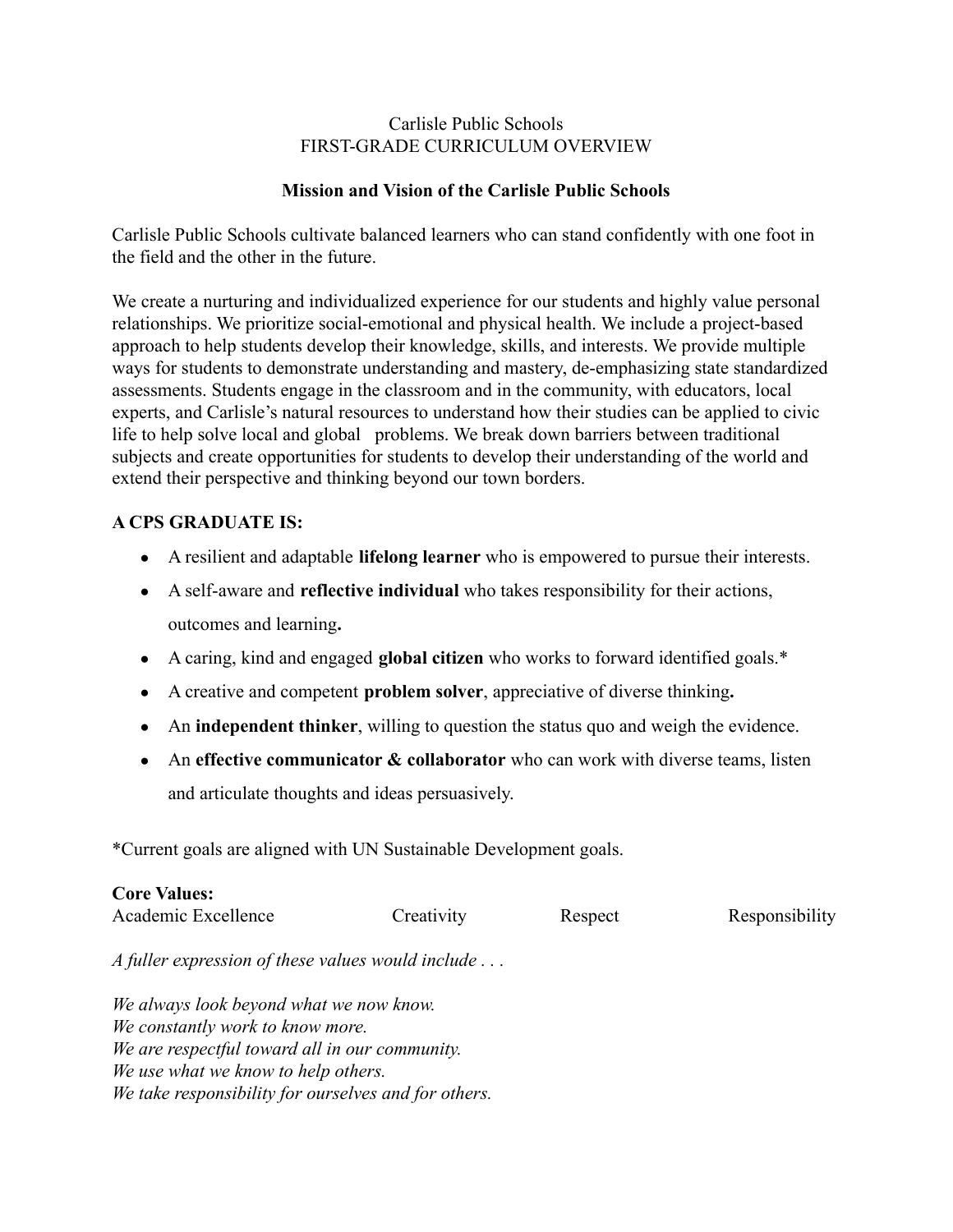# Carlisle Public Schools
# FIRST-GRADE CURRICULUM OVERVIEW

## Mission and Vision of the Carlisle Public Schools

Carlisle Public Schools cultivate balanced learners who can stand confidently with one foot in the field and the other in the future.

We create a nurturing and individualized experience for our students and highly value personal relationships. We prioritize social-emotional and physical health. We include a project-based approach to help students develop their knowledge, skills, and interests. We provide multiple ways for students to demonstrate understanding and mastery, de-emphasizing state standardized assessments. Students engage in the classroom and in the community, with educators, local experts, and Carlisle's natural resources to understand how their studies can be applied to civic life to help solve local and global problems. We break down barriers between traditional subjects and create opportunities for students to develop their understanding of the world and extend their perspective and thinking beyond our town borders.

**A CPS GRADUATE IS:**

- A resilient and adaptable **lifelong learner** who is empowered to pursue their interests.
- A self-aware and **reflective individual** who takes responsibility for their actions, outcomes and learning**.**
- A caring, kind and engaged **global citizen** who works to forward identified goals.*
- A creative and competent **problem solver**, appreciative of diverse thinking**.**
- An **independent thinker**, willing to question the status quo and weigh the evidence.
- An **effective communicator & collaborator** who can work with diverse teams, listen and articulate thoughts and ideas persuasively.

*Current goals are aligned with UN Sustainable Development goals.

**Core Values:**

Academic Excellence    Creativity    Respect    Responsibility

*A fuller expression of these values would include . . .*

*We always look beyond what we now know.*
*We constantly work to know more.*
*We are respectful toward all in our community.*
*We use what we know to help others.*
*We take responsibility for ourselves and for others.*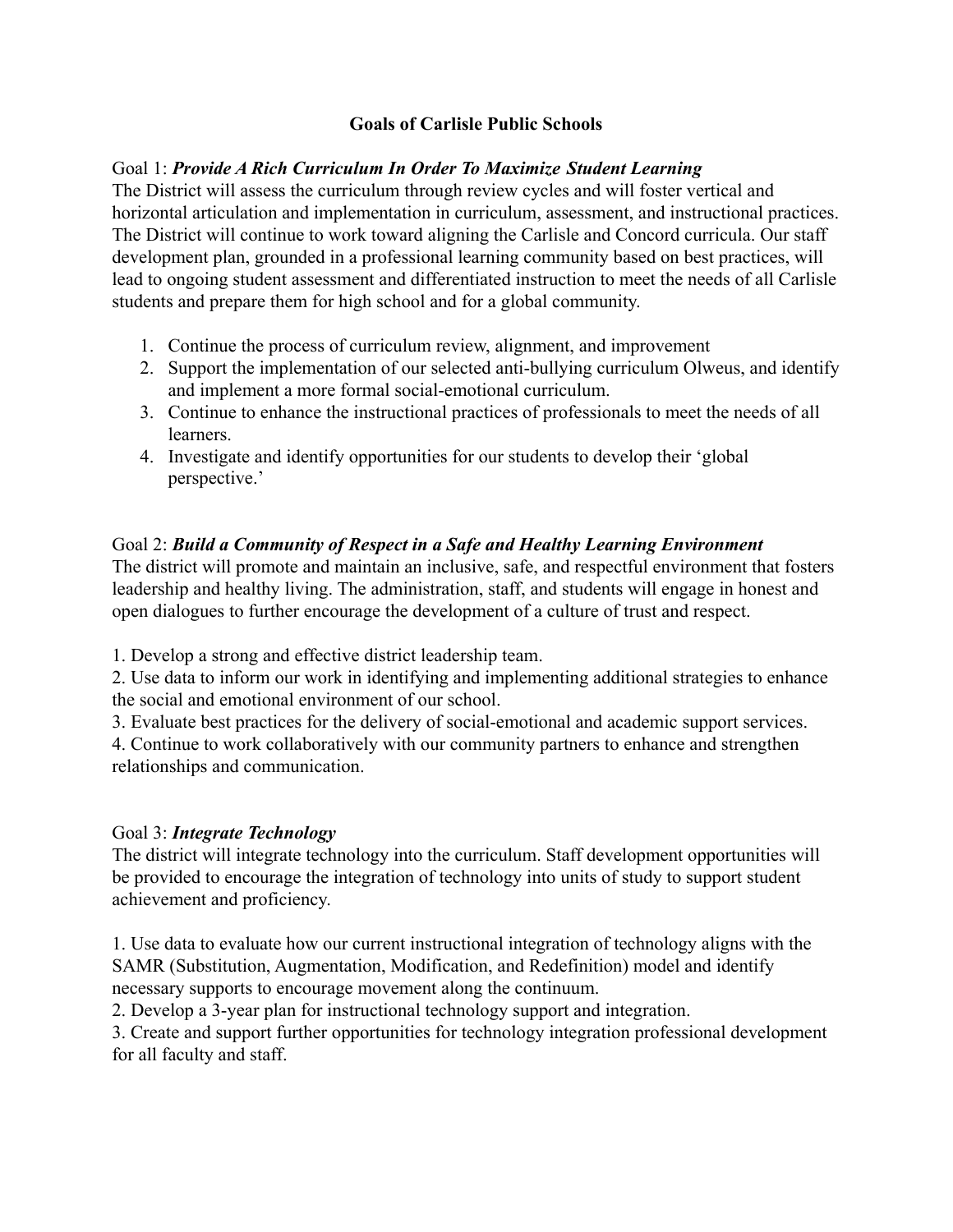# Goals of Carlisle Public Schools

Goal 1: ***Provide A Rich Curriculum In Order To Maximize Student Learning***

The District will assess the curriculum through review cycles and will foster vertical and horizontal articulation and implementation in curriculum, assessment, and instructional practices. The District will continue to work toward aligning the Carlisle and Concord curricula. Our staff development plan, grounded in a professional learning community based on best practices, will lead to ongoing student assessment and differentiated instruction to meet the needs of all Carlisle students and prepare them for high school and for a global community.

1. Continue the process of curriculum review, alignment, and improvement
2. Support the implementation of our selected anti-bullying curriculum Olweus, and identify and implement a more formal social-emotional curriculum.
3. Continue to enhance the instructional practices of professionals to meet the needs of all learners.
4. Investigate and identify opportunities for our students to develop their 'global perspective.'

Goal 2: ***Build a Community of Respect in a Safe and Healthy Learning Environment***

The district will promote and maintain an inclusive, safe, and respectful environment that fosters leadership and healthy living. The administration, staff, and students will engage in honest and open dialogues to further encourage the development of a culture of trust and respect.

1. Develop a strong and effective district leadership team.
2. Use data to inform our work in identifying and implementing additional strategies to enhance the social and emotional environment of our school.
3. Evaluate best practices for the delivery of social-emotional and academic support services.
4. Continue to work collaboratively with our community partners to enhance and strengthen relationships and communication.

Goal 3: ***Integrate Technology***

The district will integrate technology into the curriculum. Staff development opportunities will be provided to encourage the integration of technology into units of study to support student achievement and proficiency.

1. Use data to evaluate how our current instructional integration of technology aligns with the SAMR (Substitution, Augmentation, Modification, and Redefinition) model and identify necessary supports to encourage movement along the continuum.
2. Develop a 3-year plan for instructional technology support and integration.
3. Create and support further opportunities for technology integration professional development for all faculty and staff.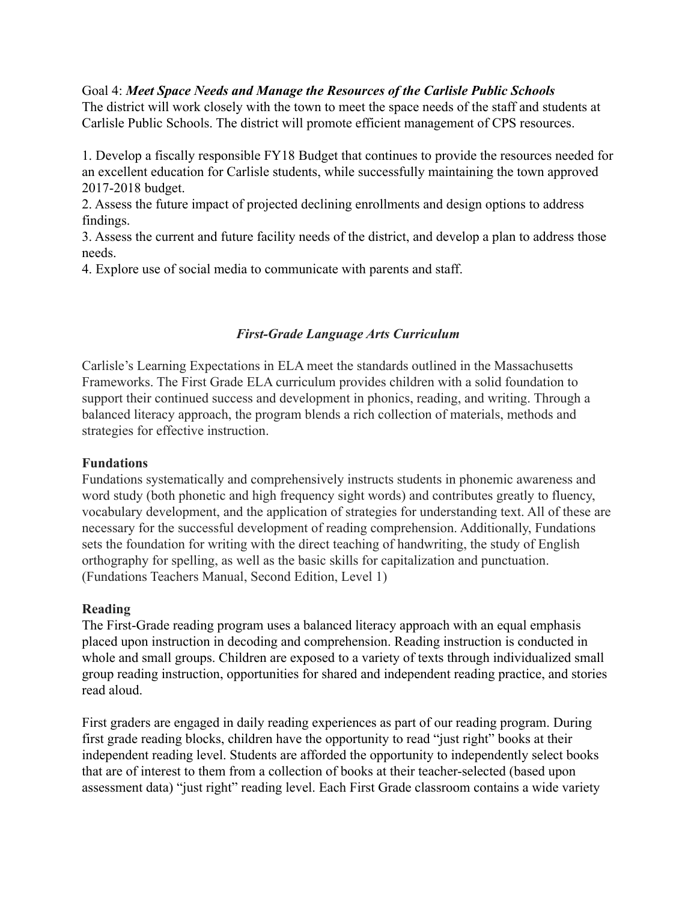Goal 4: ***Meet Space Needs and Manage the Resources of the Carlisle Public Schools***
The district will work closely with the town to meet the space needs of the staff and students at Carlisle Public Schools. The district will promote efficient management of CPS resources.

1. Develop a fiscally responsible FY18 Budget that continues to provide the resources needed for an excellent education for Carlisle students, while successfully maintaining the town approved 2017-2018 budget.
2. Assess the future impact of projected declining enrollments and design options to address findings.
3. Assess the current and future facility needs of the district, and develop a plan to address those needs.
4. Explore use of social media to communicate with parents and staff.

## *First-Grade Language Arts Curriculum*

Carlisle's Learning Expectations in ELA meet the standards outlined in the Massachusetts Frameworks. The First Grade ELA curriculum provides children with a solid foundation to support their continued success and development in phonics, reading, and writing. Through a balanced literacy approach, the program blends a rich collection of materials, methods and strategies for effective instruction.

### Fundations

Fundations systematically and comprehensively instructs students in phonemic awareness and word study (both phonetic and high frequency sight words) and contributes greatly to fluency, vocabulary development, and the application of strategies for understanding text. All of these are necessary for the successful development of reading comprehension. Additionally, Fundations sets the foundation for writing with the direct teaching of handwriting, the study of English orthography for spelling, as well as the basic skills for capitalization and punctuation. (Fundations Teachers Manual, Second Edition, Level 1)

### Reading

The First-Grade reading program uses a balanced literacy approach with an equal emphasis placed upon instruction in decoding and comprehension. Reading instruction is conducted in whole and small groups. Children are exposed to a variety of texts through individualized small group reading instruction, opportunities for shared and independent reading practice, and stories read aloud.

First graders are engaged in daily reading experiences as part of our reading program. During first grade reading blocks, children have the opportunity to read "just right" books at their independent reading level. Students are afforded the opportunity to independently select books that are of interest to them from a collection of books at their teacher-selected (based upon assessment data) "just right" reading level. Each First Grade classroom contains a wide variety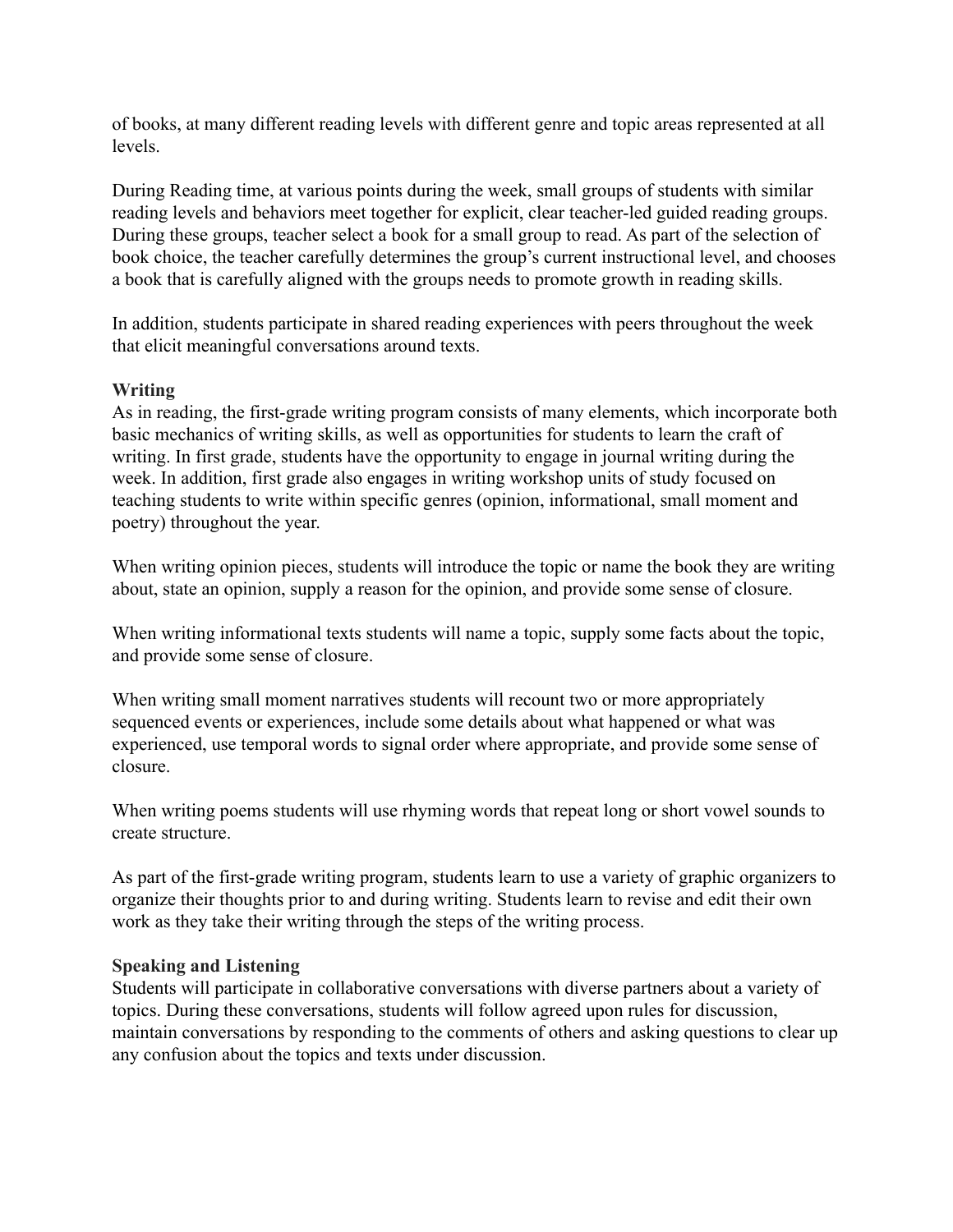of books, at many different reading levels with different genre and topic areas represented at all levels.

During Reading time, at various points during the week, small groups of students with similar reading levels and behaviors meet together for explicit, clear teacher-led guided reading groups. During these groups, teacher select a book for a small group to read. As part of the selection of book choice, the teacher carefully determines the group's current instructional level, and chooses a book that is carefully aligned with the groups needs to promote growth in reading skills.

In addition, students participate in shared reading experiences with peers throughout the week that elicit meaningful conversations around texts.

**Writing**

As in reading, the first-grade writing program consists of many elements, which incorporate both basic mechanics of writing skills, as well as opportunities for students to learn the craft of writing. In first grade, students have the opportunity to engage in journal writing during the week. In addition, first grade also engages in writing workshop units of study focused on teaching students to write within specific genres (opinion, informational, small moment and poetry) throughout the year.

When writing opinion pieces, students will introduce the topic or name the book they are writing about, state an opinion, supply a reason for the opinion, and provide some sense of closure.

When writing informational texts students will name a topic, supply some facts about the topic, and provide some sense of closure.

When writing small moment narratives students will recount two or more appropriately sequenced events or experiences, include some details about what happened or what was experienced, use temporal words to signal order where appropriate, and provide some sense of closure.

When writing poems students will use rhyming words that repeat long or short vowel sounds to create structure.

As part of the first-grade writing program, students learn to use a variety of graphic organizers to organize their thoughts prior to and during writing. Students learn to revise and edit their own work as they take their writing through the steps of the writing process.

**Speaking and Listening**

Students will participate in collaborative conversations with diverse partners about a variety of topics. During these conversations, students will follow agreed upon rules for discussion, maintain conversations by responding to the comments of others and asking questions to clear up any confusion about the topics and texts under discussion.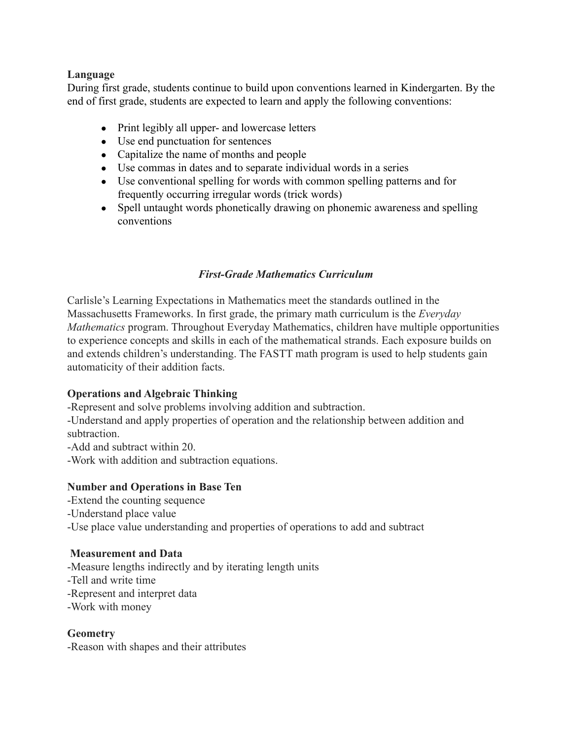**Language**

During first grade, students continue to build upon conventions learned in Kindergarten. By the end of first grade, students are expected to learn and apply the following conventions:

- Print legibly all upper- and lowercase letters
- Use end punctuation for sentences
- Capitalize the name of months and people
- Use commas in dates and to separate individual words in a series
- Use conventional spelling for words with common spelling patterns and for frequently occurring irregular words (trick words)
- Spell untaught words phonetically drawing on phonemic awareness and spelling conventions

## ***First-Grade Mathematics Curriculum***

Carlisle's Learning Expectations in Mathematics meet the standards outlined in the Massachusetts Frameworks. In first grade, the primary math curriculum is the *Everyday Mathematics* program. Throughout Everyday Mathematics, children have multiple opportunities to experience concepts and skills in each of the mathematical strands. Each exposure builds on and extends children's understanding. The FASTT math program is used to help students gain automaticity of their addition facts.

**Operations and Algebraic Thinking**

-Represent and solve problems involving addition and subtraction.
-Understand and apply properties of operation and the relationship between addition and subtraction.
-Add and subtract within 20.
-Work with addition and subtraction equations.

**Number and Operations in Base Ten**

-Extend the counting sequence
-Understand place value
-Use place value understanding and properties of operations to add and subtract

**Measurement and Data**

-Measure lengths indirectly and by iterating length units
-Tell and write time
-Represent and interpret data
-Work with money

**Geometry**

-Reason with shapes and their attributes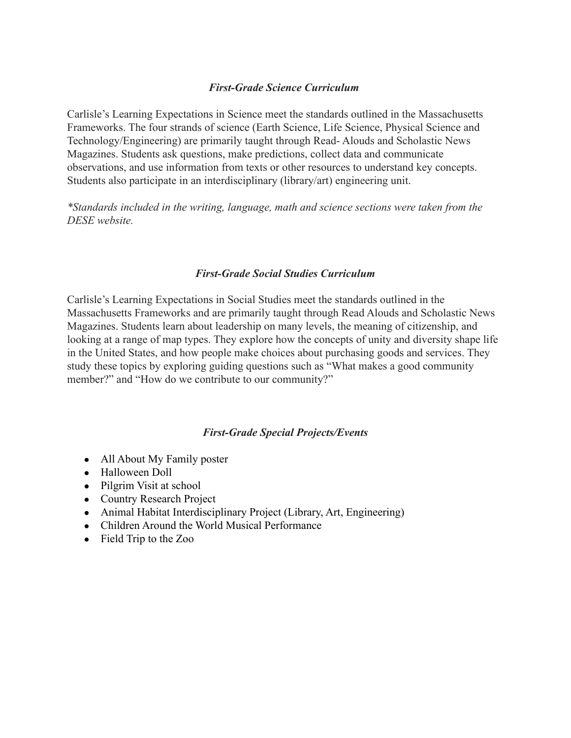### ***First-Grade Science Curriculum***

Carlisle's Learning Expectations in Science meet the standards outlined in the Massachusetts Frameworks. The four strands of science (Earth Science, Life Science, Physical Science and Technology/Engineering) are primarily taught through Read- Alouds and Scholastic News Magazines. Students ask questions, make predictions, collect data and communicate observations, and use information from texts or other resources to understand key concepts. Students also participate in an interdisciplinary (library/art) engineering unit.

*\*Standards included in the writing, language, math and science sections were taken from the DESE website.*

### ***First-Grade Social Studies Curriculum***

Carlisle's Learning Expectations in Social Studies meet the standards outlined in the Massachusetts Frameworks and are primarily taught through Read Alouds and Scholastic News Magazines. Students learn about leadership on many levels, the meaning of citizenship, and looking at a range of map types. They explore how the concepts of unity and diversity shape life in the United States, and how people make choices about purchasing goods and services. They study these topics by exploring guiding questions such as "What makes a good community member?" and "How do we contribute to our community?"

### ***First-Grade Special Projects/Events***

- All About My Family poster
- Halloween Doll
- Pilgrim Visit at school
- Country Research Project
- Animal Habitat Interdisciplinary Project (Library, Art, Engineering)
- Children Around the World Musical Performance
- Field Trip to the Zoo